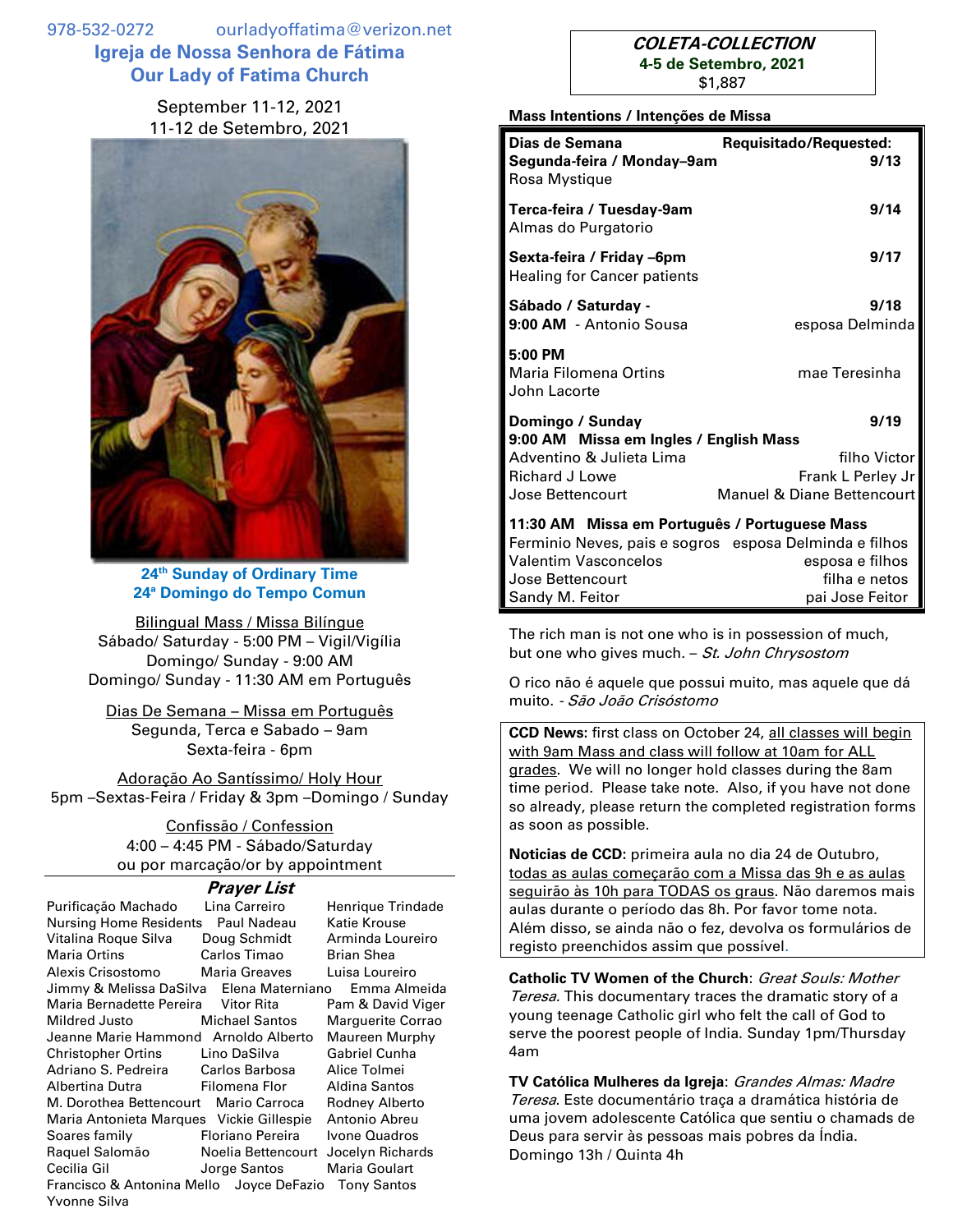978-532-0272 ourladyoffatima@verizon.net

# Igreja de Nossa Senhora de Fátima
# Our Lady of Fatima Church

September 11-12, 2021
11-12 de Setembro, 2021

**24th Sunday of Ordinary Time**
**24ª Domingo do Tempo Comun**

Bilingual Mass / Missa Bilíngue
Sábado/ Saturday - 5:00 PM – Vigil/Vigília
Domingo/ Sunday - 9:00 AM
Domingo/ Sunday - 11:30 AM em Português

Dias De Semana – Missa em Português
Segunda, Terca e Sabado – 9am
Sexta-feira - 6pm

Adoração Ao Santíssimo/ Holy Hour
5pm –Sextas-Feira / Friday & 3pm –Domingo / Sunday

Confissão / Confession
4:00 – 4:45 PM - Sábado/Saturday
ou por marcação/or by appointment

## Prayer List

| | | |
|---|---|---|
| Purificação Machado | Lina Carreiro | Henrique Trindade |
| Nursing Home Residents | Paul Nadeau | Katie Krouse |
| Vitalina Roque Silva | Doug Schmidt | Arminda Loureiro |
| Maria Ortins | Carlos Timao | Brian Shea |
| Alexis Crisostomo | Maria Greaves | Luisa Loureiro |
| Jimmy & Melissa DaSilva | Elena Materniano | Emma Almeida |
| Maria Bernadette Pereira | Vitor Rita | Pam & David Viger |
| Mildred Justo | Michael Santos | Marguerite Corrao |
| Jeanne Marie Hammond | Arnoldo Alberto | Maureen Murphy |
| Christopher Ortins | Lino DaSilva | Gabriel Cunha |
| Adriano S. Pedreira | Carlos Barbosa | Alice Tolmei |
| Albertina Dutra | Filomena Flor | Aldina Santos |
| M. Dorothea Bettencourt | Mario Carroca | Rodney Alberto |
| Maria Antonieta Marques | Vickie Gillespie | Antonio Abreu |
| Soares family | Floriano Pereira | Ivone Quadros |
| Raquel Salomão | Noelia Bettencourt | Jocelyn Richards |
| Cecilia Gil | Jorge Santos | Maria Goulart |
| Francisco & Antonina Mello | Joyce DeFazio | Tony Santos |
| Yvonne Silva | | |

**COLETA-COLLECTION**
**4-5 de Setembro, 2021**
$1,887

**Mass Intentions / Intenções de Missa**

| Dias de Semana | Requisitado/Requested: |
|---|---|
| **Segunda-feira / Monday–9am** | **9/13** |
| Rosa Mystique | |
| **Terca-feira / Tuesday-9am** | **9/14** |
| Almas do Purgatorio | |
| **Sexta-feira / Friday –6pm** | **9/17** |
| Healing for Cancer patients | |
| **Sábado / Saturday -** | **9/18** |
| **9:00 AM** - Antonio Sousa | esposa Delminda |
| **5:00 PM** | |
| Maria Filomena Ortins | mae Teresinha |
| John Lacorte | |
| **Domingo / Sunday** | **9/19** |
| **9:00 AM Missa em Ingles / English Mass** | |
| Adventino & Julieta Lima | filho Victor |
| Richard J Lowe | Frank L Perley Jr |
| Jose Bettencourt | Manuel & Diane Bettencourt |
| **11:30 AM Missa em Português / Portuguese Mass** | |
| Ferminio Neves, pais e sogros | esposa Delminda e filhos |
| Valentim Vasconcelos | esposa e filhos |
| Jose Bettencourt | filha e netos |
| Sandy M. Feitor | pai Jose Feitor |

The rich man is not one who is in possession of much, but one who gives much. – *St. John Chrysostom*

O rico não é aquele que possui muito, mas aquele que dá muito. - *São João Crisóstomo*

**CCD News:** first class on October 24, all classes will begin with 9am Mass and class will follow at 10am for ALL grades. We will no longer hold classes during the 8am time period. Please take note. Also, if you have not done so already, please return the completed registration forms as soon as possible.

**Noticias de CCD:** primeira aula no dia 24 de Outubro, todas as aulas começarão com a Missa das 9h e as aulas seguirão às 10h para TODAS os graus. Não daremos mais aulas durante o período das 8h. Por favor tome nota. Além disso, se ainda não o fez, devolva os formulários de registo preenchidos assim que possível.

**Catholic TV Women of the Church**: *Great Souls: Mother Teresa.* This documentary traces the dramatic story of a young teenage Catholic girl who felt the call of God to serve the poorest people of India. Sunday 1pm/Thursday 4am

**TV Católica Mulheres da Igreja**: *Grandes Almas: Madre Teresa*. Este documentário traça a dramática história de uma jovem adolescente Católica que sentiu o chamads de Deus para servir às pessoas mais pobres da Índia. Domingo 13h / Quinta 4h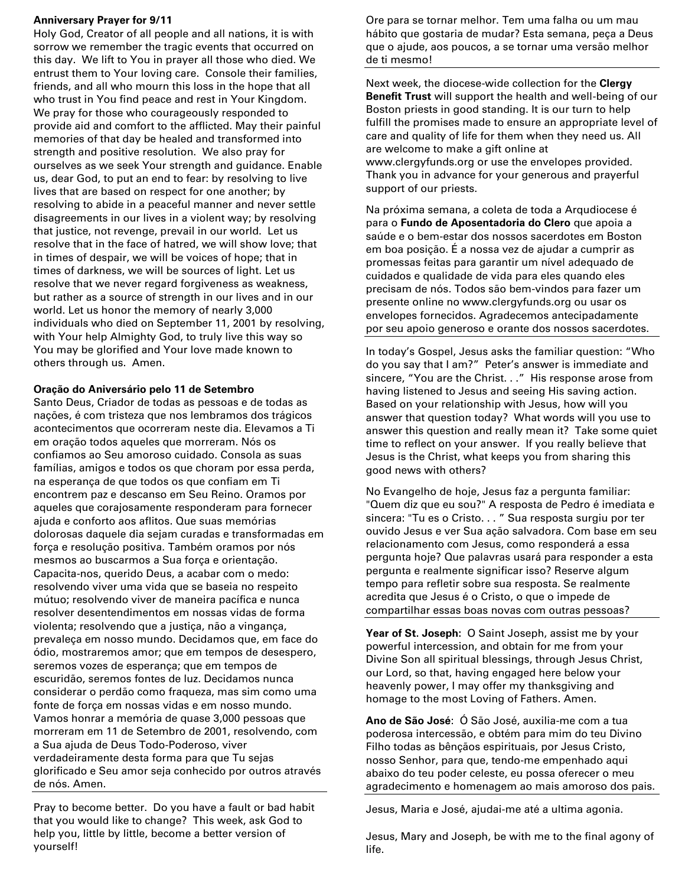**Anniversary Prayer for 9/11**

Holy God, Creator of all people and all nations, it is with sorrow we remember the tragic events that occurred on this day. We lift to You in prayer all those who died. We entrust them to Your loving care. Console their families, friends, and all who mourn this loss in the hope that all who trust in You find peace and rest in Your Kingdom. We pray for those who courageously responded to provide aid and comfort to the afflicted. May their painful memories of that day be healed and transformed into strength and positive resolution. We also pray for ourselves as we seek Your strength and guidance. Enable us, dear God, to put an end to fear: by resolving to live lives that are based on respect for one another; by resolving to abide in a peaceful manner and never settle disagreements in our lives in a violent way; by resolving that justice, not revenge, prevail in our world. Let us resolve that in the face of hatred, we will show love; that in times of despair, we will be voices of hope; that in times of darkness, we will be sources of light. Let us resolve that we never regard forgiveness as weakness, but rather as a source of strength in our lives and in our world. Let us honor the memory of nearly 3,000 individuals who died on September 11, 2001 by resolving, with Your help Almighty God, to truly live this way so You may be glorified and Your love made known to others through us. Amen.

**Oração do Aniversário pelo 11 de Setembro**

Santo Deus, Criador de todas as pessoas e de todas as nações, é com tristeza que nos lembramos dos trágicos acontecimentos que ocorreram neste dia. Elevamos a Ti em oração todos aqueles que morreram. Nós os confiamos ao Seu amoroso cuidado. Consola as suas famílias, amigos e todos os que choram por essa perda, na esperança de que todos os que confiam em Ti encontrem paz e descanso em Seu Reino. Oramos por aqueles que corajosamente responderam para fornecer ajuda e conforto aos aflitos. Que suas memórias dolorosas daquele dia sejam curadas e transformadas em força e resolução positiva. Também oramos por nós mesmos ao buscarmos a Sua força e orientação. Capacita-nos, querido Deus, a acabar com o medo: resolvendo viver uma vida que se baseia no respeito mútuo; resolvendo viver de maneira pacífica e nunca resolver desentendimentos em nossas vidas de forma violenta; resolvendo que a justiça, não a vingança, prevaleça em nosso mundo. Decidamos que, em face do ódio, mostraremos amor; que em tempos de desespero, seremos vozes de esperança; que em tempos de escuridão, seremos fontes de luz. Decidamos nunca considerar o perdão como fraqueza, mas sim como uma fonte de força em nossas vidas e em nosso mundo. Vamos honrar a memória de quase 3,000 pessoas que morreram em 11 de Setembro de 2001, resolvendo, com a Sua ajuda de Deus Todo-Poderoso, viver verdadeiramente desta forma para que Tu sejas glorificado e Seu amor seja conhecido por outros através de nós. Amen.

---

Pray to become better. Do you have a fault or bad habit that you would like to change? This week, ask God to help you, little by little, become a better version of yourself!

Ore para se tornar melhor. Tem uma falha ou um mau hábito que gostaria de mudar? Esta semana, peça a Deus que o ajude, aos poucos, a se tornar uma versão melhor de ti mesmo!

---

Next week, the diocese-wide collection for the **Clergy Benefit Trust** will support the health and well-being of our Boston priests in good standing. It is our turn to help fulfill the promises made to ensure an appropriate level of care and quality of life for them when they need us. All are welcome to make a gift online at www.clergyfunds.org or use the envelopes provided. Thank you in advance for your generous and prayerful support of our priests.

Na próxima semana, a coleta de toda a Arqudiocese é para o **Fundo de Aposentadoria do Clero** que apoia a saúde e o bem-estar dos nossos sacerdotes em Boston em boa posição. É a nossa vez de ajudar a cumprir as promessas feitas para garantir um nível adequado de cuidados e qualidade de vida para eles quando eles precisam de nós. Todos são bem-vindos para fazer um presente online no www.clergyfunds.org ou usar os envelopes fornecidos. Agradecemos antecipadamente por seu apoio generoso e orante dos nossos sacerdotes.

---

In today's Gospel, Jesus asks the familiar question: "Who do you say that I am?" Peter's answer is immediate and sincere, "You are the Christ. . ." His response arose from having listened to Jesus and seeing His saving action. Based on your relationship with Jesus, how will you answer that question today? What words will you use to answer this question and really mean it? Take some quiet time to reflect on your answer. If you really believe that Jesus is the Christ, what keeps you from sharing this good news with others?

No Evangelho de hoje, Jesus faz a pergunta familiar: "Quem diz que eu sou?" A resposta de Pedro é imediata e sincera: "Tu es o Cristo. . . " Sua resposta surgiu por ter ouvido Jesus e ver Sua ação salvadora. Com base em seu relacionamento com Jesus, como responderá a essa pergunta hoje? Que palavras usará para responder a esta pergunta e realmente significar isso? Reserve algum tempo para refletir sobre sua resposta. Se realmente acredita que Jesus é o Cristo, o que o impede de compartilhar essas boas novas com outras pessoas?

---

**Year of St. Joseph:** O Saint Joseph, assist me by your powerful intercession, and obtain for me from your Divine Son all spiritual blessings, through Jesus Christ, our Lord, so that, having engaged here below your heavenly power, I may offer my thanksgiving and homage to the most Loving of Fathers. Amen.

**Ano de São José**: Ó São José, auxilia-me com a tua poderosa intercessão, e obtém para mim do teu Divino Filho todas as bênçãos espirituais, por Jesus Cristo, nosso Senhor, para que, tendo-me empenhado aqui abaixo do teu poder celeste, eu possa oferecer o meu agradecimento e homenagem ao mais amoroso dos pais.

---

Jesus, Maria e José, ajudai-me até a ultima agonia.

Jesus, Mary and Joseph, be with me to the final agony of life.